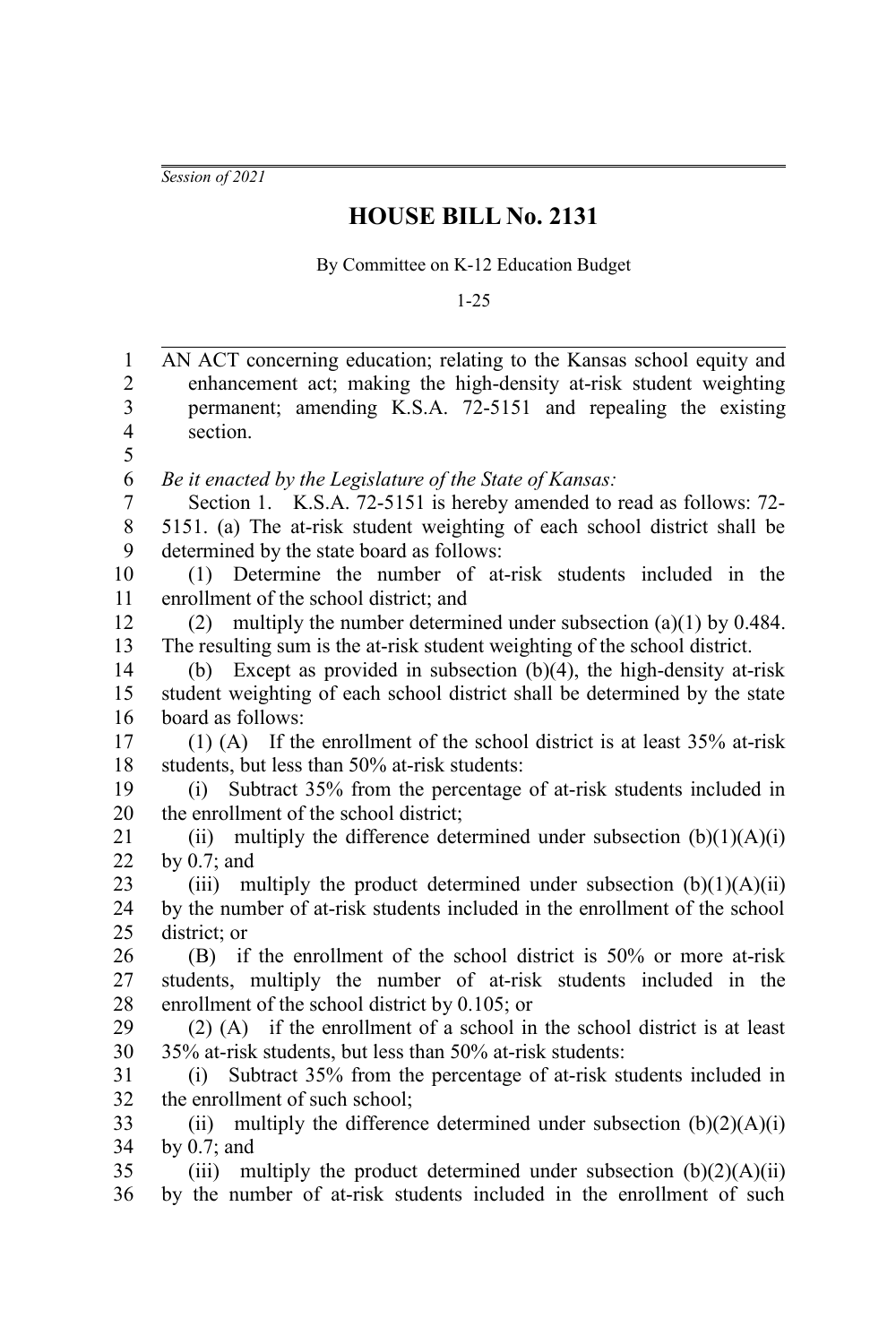*Session of 2021*

# HOUSE BILL No. 2131

By Committee on K-12 Education Budget

1-25

AN ACT concerning education; relating to the Kansas school equity and enhancement act; making the high-density at-risk student weighting permanent; amending K.S.A. 72-5151 and repealing the existing section.

*Be it enacted by the Legislature of the State of Kansas:*

Section 1. K.S.A. 72-5151 is hereby amended to read as follows: 72-5151. (a) The at-risk student weighting of each school district shall be determined by the state board as follows:

(1) Determine the number of at-risk students included in the enrollment of the school district; and

(2) multiply the number determined under subsection (a)(1) by 0.484. The resulting sum is the at-risk student weighting of the school district.

(b) Except as provided in subsection (b)(4), the high-density at-risk student weighting of each school district shall be determined by the state board as follows:

(1) (A) If the enrollment of the school district is at least 35% at-risk students, but less than 50% at-risk students:

(i) Subtract 35% from the percentage of at-risk students included in the enrollment of the school district;

(ii) multiply the difference determined under subsection (b)(1)(A)(i) by 0.7; and

(iii) multiply the product determined under subsection (b)(1)(A)(ii) by the number of at-risk students included in the enrollment of the school district; or

(B) if the enrollment of the school district is 50% or more at-risk students, multiply the number of at-risk students included in the enrollment of the school district by 0.105; or

(2) (A) if the enrollment of a school in the school district is at least 35% at-risk students, but less than 50% at-risk students:

(i) Subtract 35% from the percentage of at-risk students included in the enrollment of such school;

(ii) multiply the difference determined under subsection (b)(2)(A)(i) by 0.7; and

(iii) multiply the product determined under subsection (b)(2)(A)(ii) by the number of at-risk students included in the enrollment of such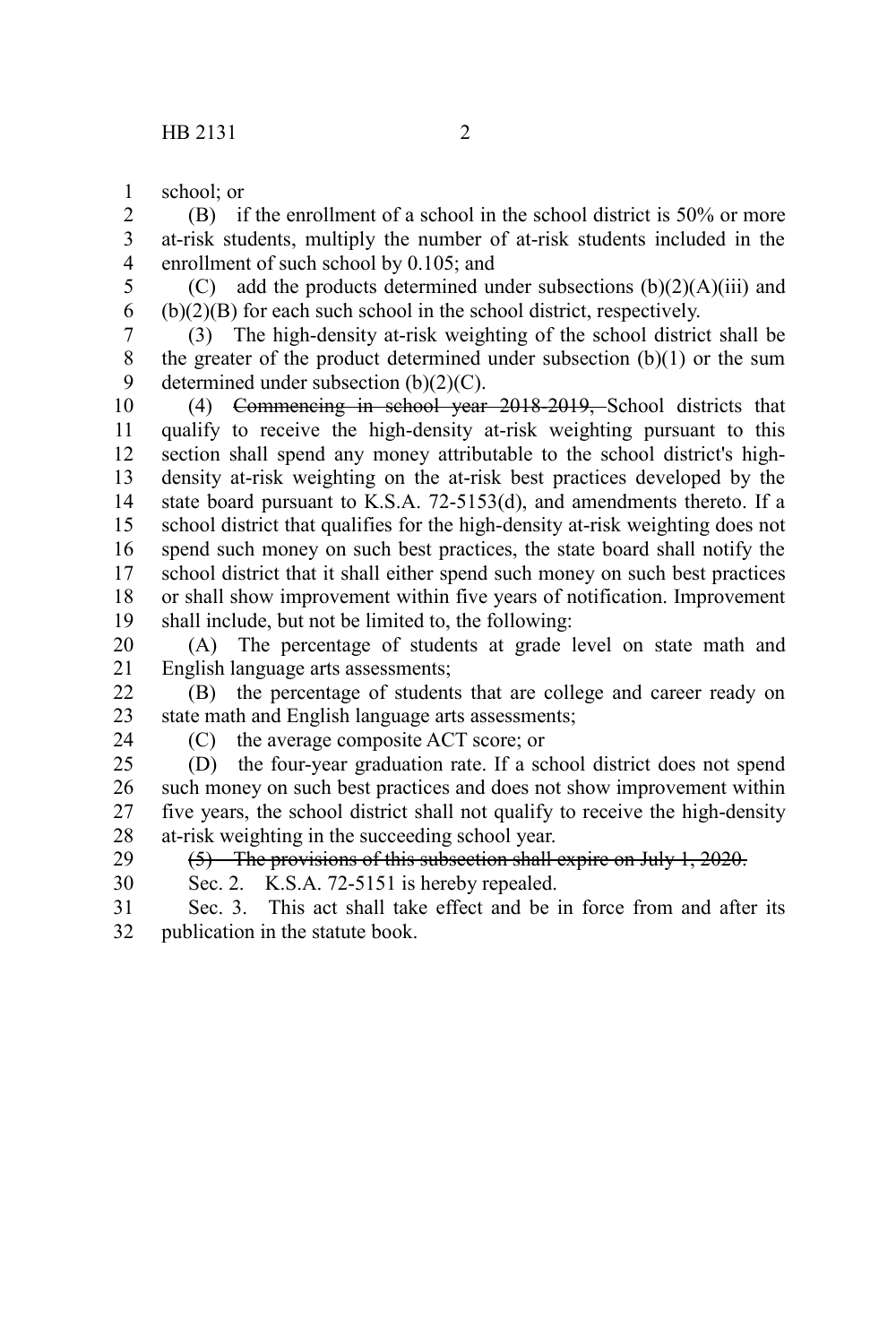school; or

(B) if the enrollment of a school in the school district is 50% or more at-risk students, multiply the number of at-risk students included in the enrollment of such school by 0.105; and

(C) add the products determined under subsections (b)(2)(A)(iii) and (b)(2)(B) for each such school in the school district, respectively.

(3) The high-density at-risk weighting of the school district shall be the greater of the product determined under subsection (b)(1) or the sum determined under subsection (b)(2)(C).

(4) ~~Commencing in school year 2018-2019,~~ School districts that qualify to receive the high-density at-risk weighting pursuant to this section shall spend any money attributable to the school district's high-density at-risk weighting on the at-risk best practices developed by the state board pursuant to K.S.A. 72-5153(d), and amendments thereto. If a school district that qualifies for the high-density at-risk weighting does not spend such money on such best practices, the state board shall notify the school district that it shall either spend such money on such best practices or shall show improvement within five years of notification. Improvement shall include, but not be limited to, the following:

(A) The percentage of students at grade level on state math and English language arts assessments;

(B) the percentage of students that are college and career ready on state math and English language arts assessments;

(C) the average composite ACT score; or

(D) the four-year graduation rate. If a school district does not spend such money on such best practices and does not show improvement within five years, the school district shall not qualify to receive the high-density at-risk weighting in the succeeding school year.

~~(5) The provisions of this subsection shall expire on July 1, 2020.~~

Sec. 2. K.S.A. 72-5151 is hereby repealed.

Sec. 3. This act shall take effect and be in force from and after its publication in the statute book.